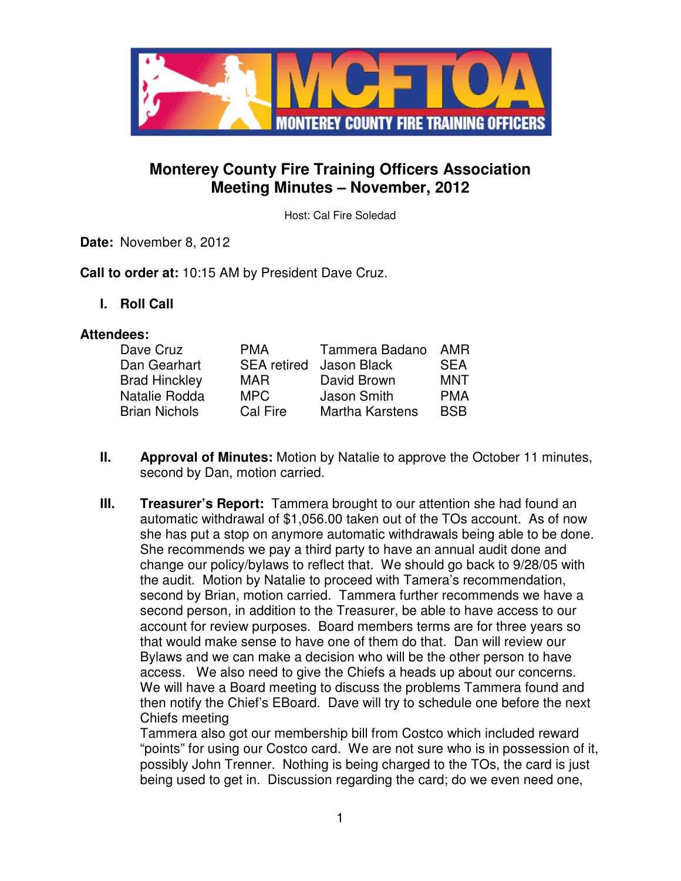# Monterey County Fire Training Officers Association
## Meeting Minutes – November, 2012

Host: Cal Fire Soledad

**Date:** November 8, 2012

**Call to order at:** 10:15 AM by President Dave Cruz.

**I. Roll Call**

**Attendees:**

| | | | |
|---|---|---|---|
| Dave Cruz | PMA | Tammera Badano | AMR |
| Dan Gearhart | SEA retired | Jason Black | SEA |
| Brad Hinckley | MAR | David Brown | MNT |
| Natalie Rodda | MPC | Jason Smith | PMA |
| Brian Nichols | Cal Fire | Martha Karstens | BSB |

**II. Approval of Minutes:** Motion by Natalie to approve the October 11 minutes, second by Dan, motion carried.

**III. Treasurer's Report:** Tammera brought to our attention she had found an automatic withdrawal of $1,056.00 taken out of the TOs account. As of now she has put a stop on anymore automatic withdrawals being able to be done. She recommends we pay a third party to have an annual audit done and change our policy/bylaws to reflect that. We should go back to 9/28/05 with the audit. Motion by Natalie to proceed with Tamera's recommendation, second by Brian, motion carried. Tammera further recommends we have a second person, in addition to the Treasurer, be able to have access to our account for review purposes. Board members terms are for three years so that would make sense to have one of them do that. Dan will review our Bylaws and we can make a decision who will be the other person to have access. We also need to give the Chiefs a heads up about our concerns. We will have a Board meeting to discuss the problems Tammera found and then notify the Chief's EBoard. Dave will try to schedule one before the next Chiefs meeting

Tammera also got our membership bill from Costco which included reward "points" for using our Costco card. We are not sure who is in possession of it, possibly John Trenner. Nothing is being charged to the TOs, the card is just being used to get in. Discussion regarding the card; do we even need one,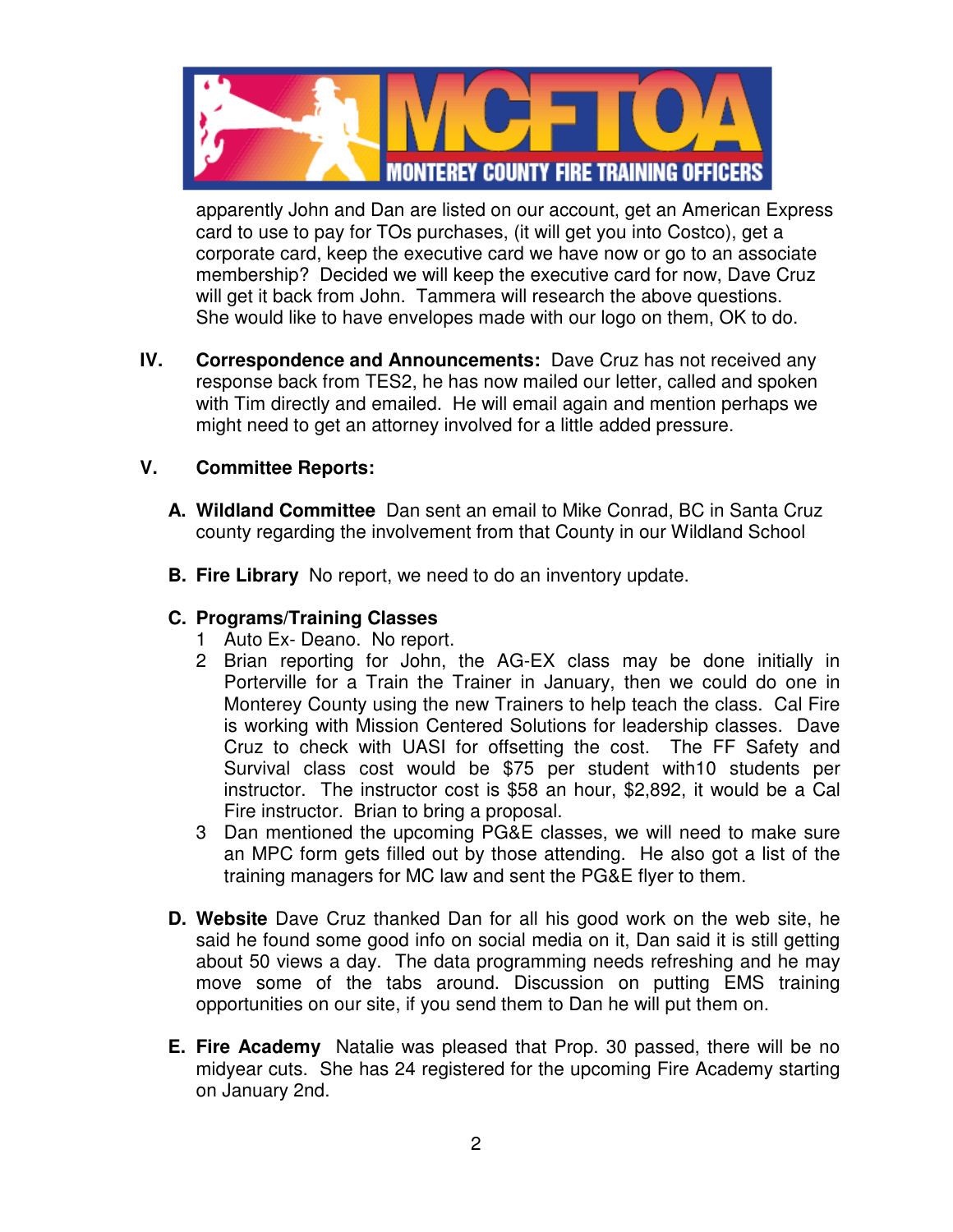apparently John and Dan are listed on our account, get an American Express card to use to pay for TOs purchases, (it will get you into Costco), get a corporate card, keep the executive card we have now or go to an associate membership? Decided we will keep the executive card for now, Dave Cruz will get it back from John. Tammera will research the above questions. She would like to have envelopes made with our logo on them, OK to do.

**IV. Correspondence and Announcements:** Dave Cruz has not received any response back from TES2, he has now mailed our letter, called and spoken with Tim directly and emailed. He will email again and mention perhaps we might need to get an attorney involved for a little added pressure.

**V. Committee Reports:**

**A. Wildland Committee** Dan sent an email to Mike Conrad, BC in Santa Cruz county regarding the involvement from that County in our Wildland School

**B. Fire Library** No report, we need to do an inventory update.

**C. Programs/Training Classes**

1. Auto Ex- Deano. No report.
2. Brian reporting for John, the AG-EX class may be done initially in Porterville for a Train the Trainer in January, then we could do one in Monterey County using the new Trainers to help teach the class. Cal Fire is working with Mission Centered Solutions for leadership classes. Dave Cruz to check with UASI for offsetting the cost. The FF Safety and Survival class cost would be $75 per student with10 students per instructor. The instructor cost is $58 an hour, $2,892, it would be a Cal Fire instructor. Brian to bring a proposal.
3. Dan mentioned the upcoming PG&E classes, we will need to make sure an MPC form gets filled out by those attending. He also got a list of the training managers for MC law and sent the PG&E flyer to them.

**D. Website** Dave Cruz thanked Dan for all his good work on the web site, he said he found some good info on social media on it, Dan said it is still getting about 50 views a day. The data programming needs refreshing and he may move some of the tabs around. Discussion on putting EMS training opportunities on our site, if you send them to Dan he will put them on.

**E. Fire Academy** Natalie was pleased that Prop. 30 passed, there will be no midyear cuts. She has 24 registered for the upcoming Fire Academy starting on January 2nd.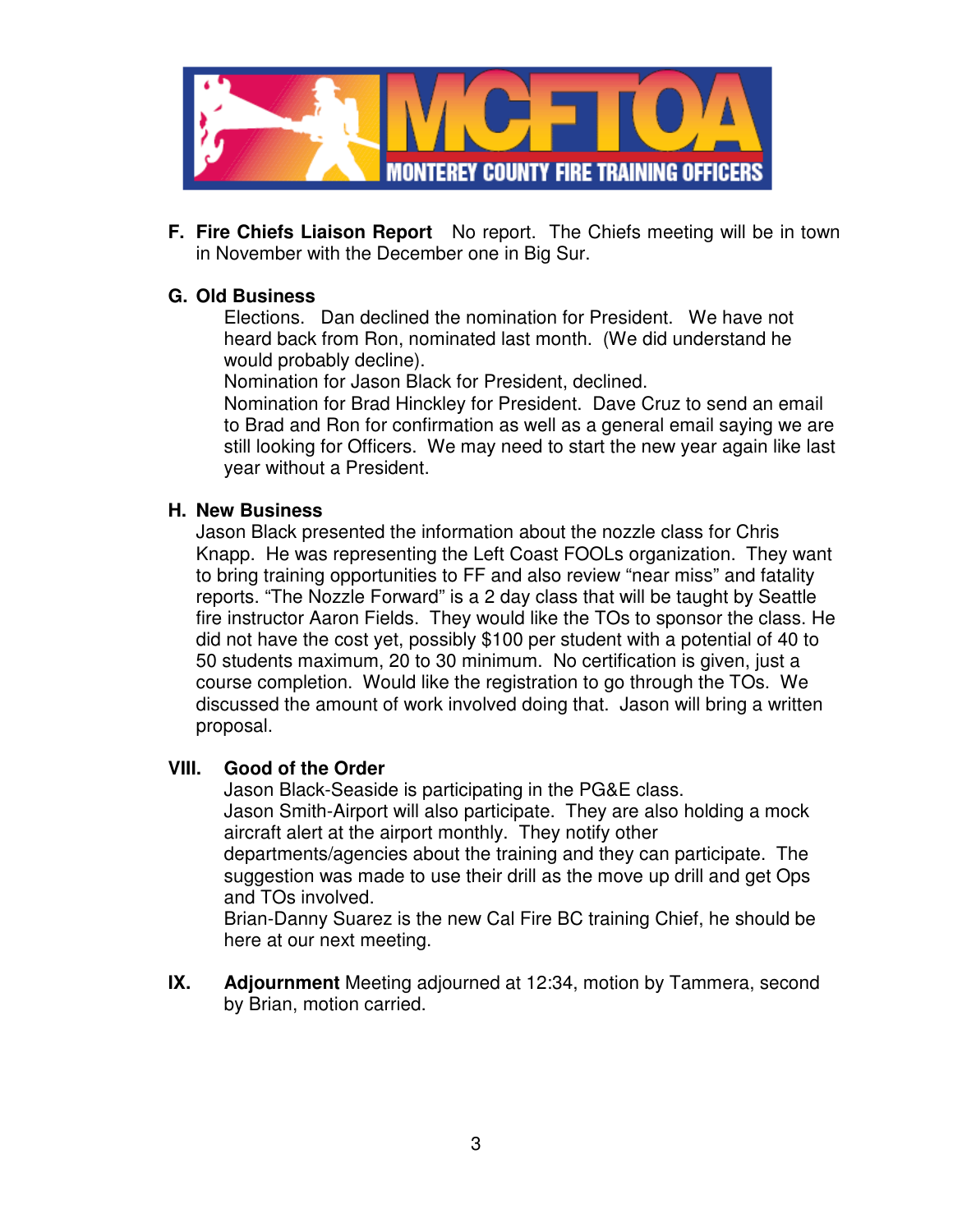**F. Fire Chiefs Liaison Report** No report. The Chiefs meeting will be in town in November with the December one in Big Sur.

**G. Old Business**

Elections. Dan declined the nomination for President. We have not heard back from Ron, nominated last month. (We did understand he would probably decline).

Nomination for Jason Black for President, declined.

Nomination for Brad Hinckley for President. Dave Cruz to send an email to Brad and Ron for confirmation as well as a general email saying we are still looking for Officers. We may need to start the new year again like last year without a President.

**H. New Business**

Jason Black presented the information about the nozzle class for Chris Knapp. He was representing the Left Coast FOOLs organization. They want to bring training opportunities to FF and also review "near miss" and fatality reports. "The Nozzle Forward" is a 2 day class that will be taught by Seattle fire instructor Aaron Fields. They would like the TOs to sponsor the class. He did not have the cost yet, possibly $100 per student with a potential of 40 to 50 students maximum, 20 to 30 minimum. No certification is given, just a course completion. Would like the registration to go through the TOs. We discussed the amount of work involved doing that. Jason will bring a written proposal.

**VIII. Good of the Order**

Jason Black-Seaside is participating in the PG&E class.

Jason Smith-Airport will also participate. They are also holding a mock aircraft alert at the airport monthly. They notify other departments/agencies about the training and they can participate. The suggestion was made to use their drill as the move up drill and get Ops and TOs involved.

Brian-Danny Suarez is the new Cal Fire BC training Chief, he should be here at our next meeting.

**IX. Adjournment** Meeting adjourned at 12:34, motion by Tammera, second by Brian, motion carried.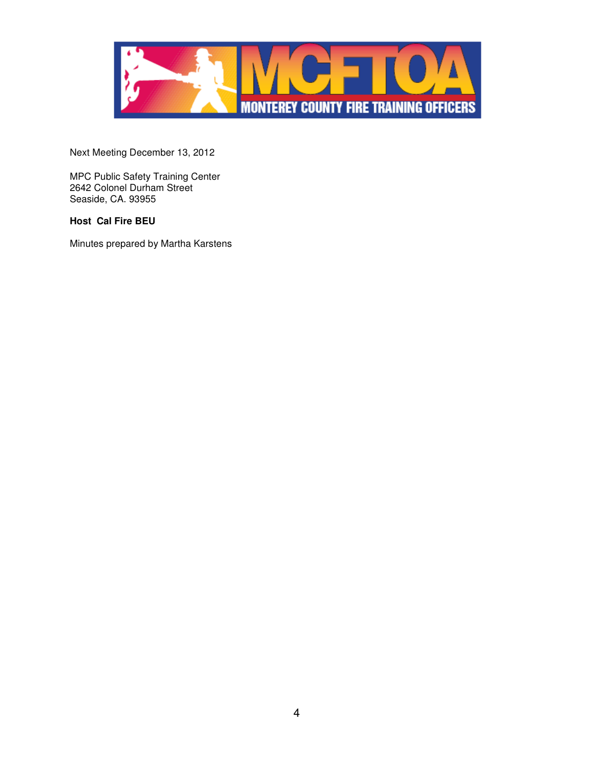Next Meeting December 13, 2012

MPC Public Safety Training Center
2642 Colonel Durham Street
Seaside, CA. 93955

**Host Cal Fire BEU**

Minutes prepared by Martha Karstens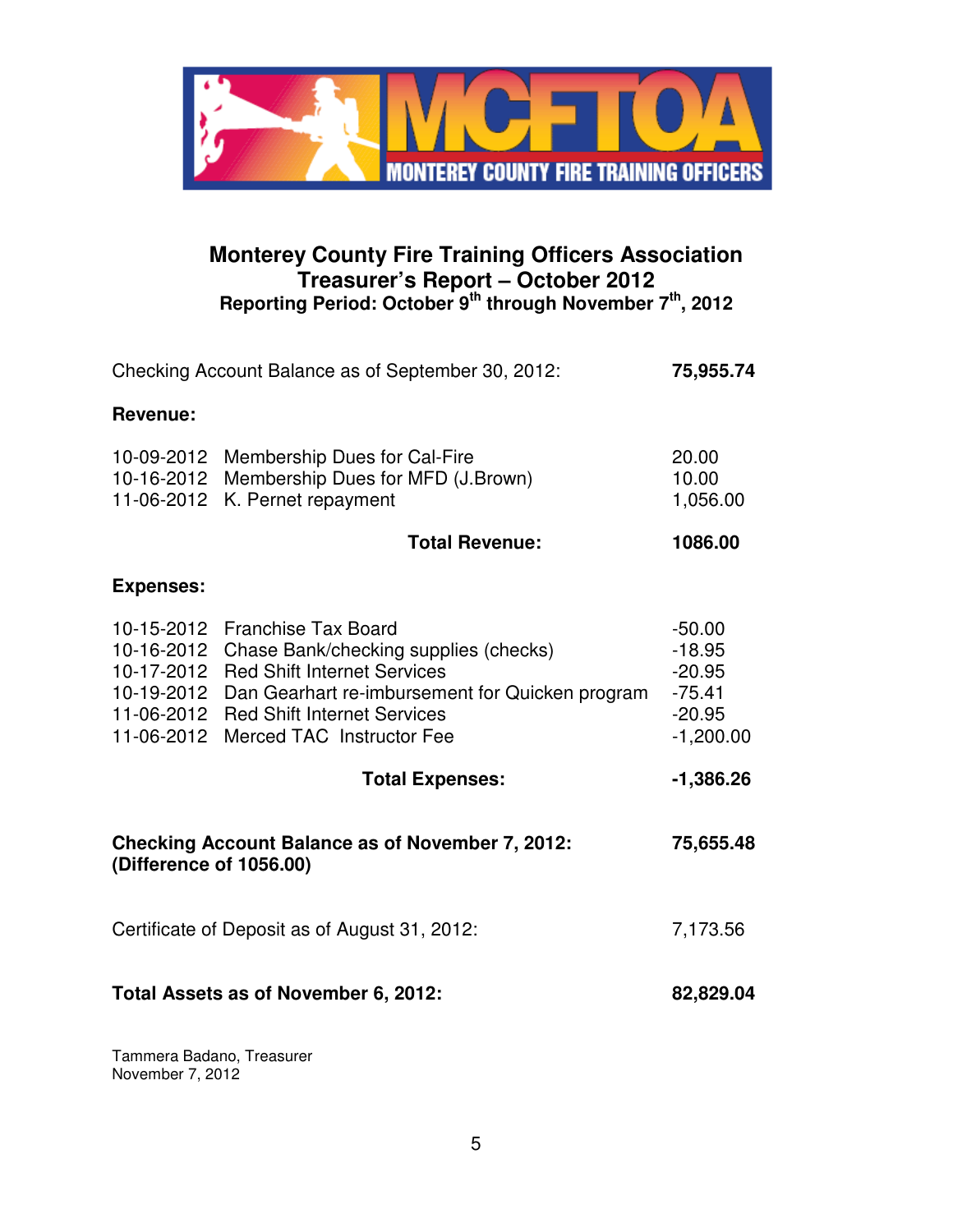MCFTOA
MONTEREY COUNTY FIRE TRAINING OFFICERS

## Monterey County Fire Training Officers Association
## Treasurer's Report – October 2012
### Reporting Period: October 9th through November 7th, 2012

| | | |
|---|---|---|
| Checking Account Balance as of September 30, 2012: | | **75,955.74** |
| **Revenue:** | | |
| 10-09-2012 | Membership Dues for Cal-Fire | 20.00 |
| 10-16-2012 | Membership Dues for MFD (J.Brown) | 10.00 |
| 11-06-2012 | K. Pernet repayment | 1,056.00 |
| | **Total Revenue:** | **1086.00** |
| **Expenses:** | | |
| 10-15-2012 | Franchise Tax Board | -50.00 |
| 10-16-2012 | Chase Bank/checking supplies (checks) | -18.95 |
| 10-17-2012 | Red Shift Internet Services | -20.95 |
| 10-19-2012 | Dan Gearhart re-imbursement for Quicken program | -75.41 |
| 11-06-2012 | Red Shift Internet Services | -20.95 |
| 11-06-2012 | Merced TAC Instructor Fee | -1,200.00 |
| | **Total Expenses:** | **-1,386.26** |
| **Checking Account Balance as of November 7, 2012: (Difference of 1056.00)** | | **75,655.48** |
| Certificate of Deposit as of August 31, 2012: | | 7,173.56 |
| **Total Assets as of November 6, 2012:** | | **82,829.04** |

Tammera Badano, Treasurer
November 7, 2012